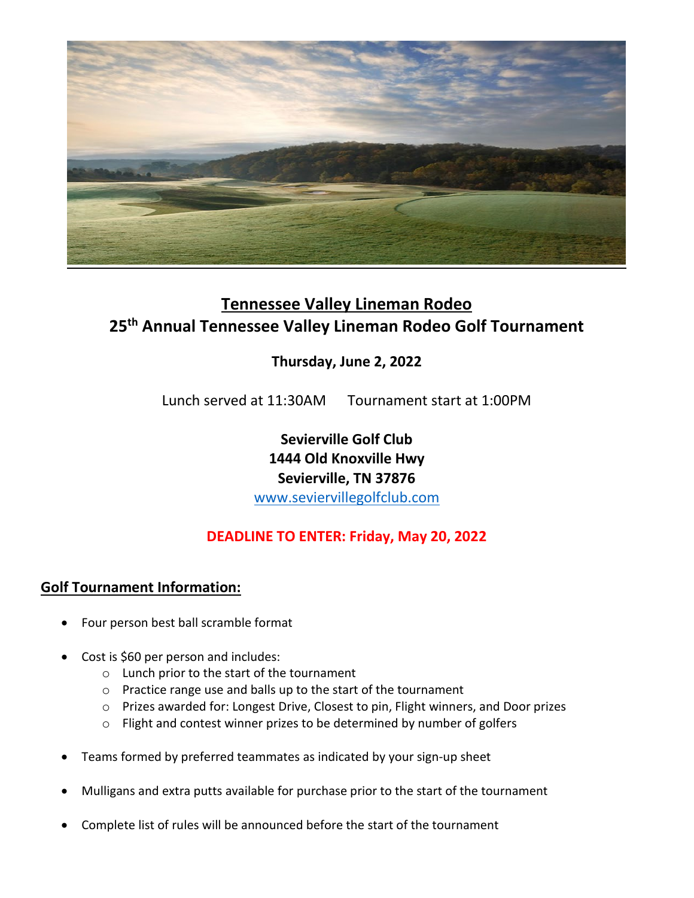# Tennessee Valley Lineman Rodeo

## 25th Annual Tennessee Valley Lineman Rodeo Golf Tournament

**Thursday, June 2, 2022**

Lunch served at 11:30AM  Tournament start at 1:00PM

**Sevierville Golf Club**
**1444 Old Knoxville Hwy**
**Sevierville, TN 37876**
www.seviervillegolfclub.com

**DEADLINE TO ENTER: Friday, May 20, 2022**

## Golf Tournament Information:

- Four person best ball scramble format
- Cost is $60 per person and includes:
  - Lunch prior to the start of the tournament
  - Practice range use and balls up to the start of the tournament
  - Prizes awarded for: Longest Drive, Closest to pin, Flight winners, and Door prizes
  - Flight and contest winner prizes to be determined by number of golfers
- Teams formed by preferred teammates as indicated by your sign-up sheet
- Mulligans and extra putts available for purchase prior to the start of the tournament
- Complete list of rules will be announced before the start of the tournament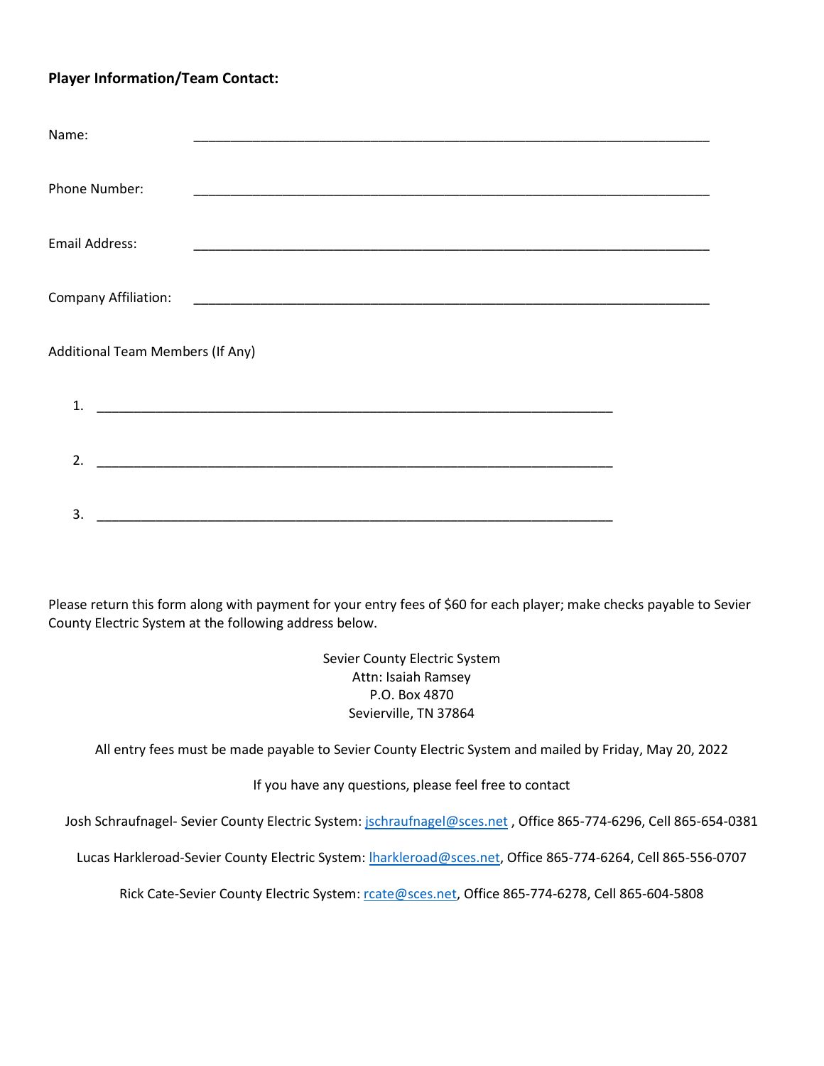**Player Information/Team Contact:**

Name: ___________________________________________________________________

Phone Number: ___________________________________________________________________

Email Address: ___________________________________________________________________

Company Affiliation: ___________________________________________________________________

Additional Team Members (If Any)

1. ___________________________________________________________________

2. ___________________________________________________________________

3. ___________________________________________________________________

Please return this form along with payment for your entry fees of $60 for each player; make checks payable to Sevier County Electric System at the following address below.

Sevier County Electric System
Attn: Isaiah Ramsey
P.O. Box 4870
Sevierville, TN 37864

All entry fees must be made payable to Sevier County Electric System and mailed by Friday, May 20, 2022

If you have any questions, please feel free to contact

Josh Schraufnagel- Sevier County Electric System: jschraufnagel@sces.net , Office 865-774-6296, Cell 865-654-0381

Lucas Harkleroad-Sevier County Electric System: lharkleroad@sces.net, Office 865-774-6264, Cell 865-556-0707

Rick Cate-Sevier County Electric System: rcate@sces.net, Office 865-774-6278, Cell 865-604-5808